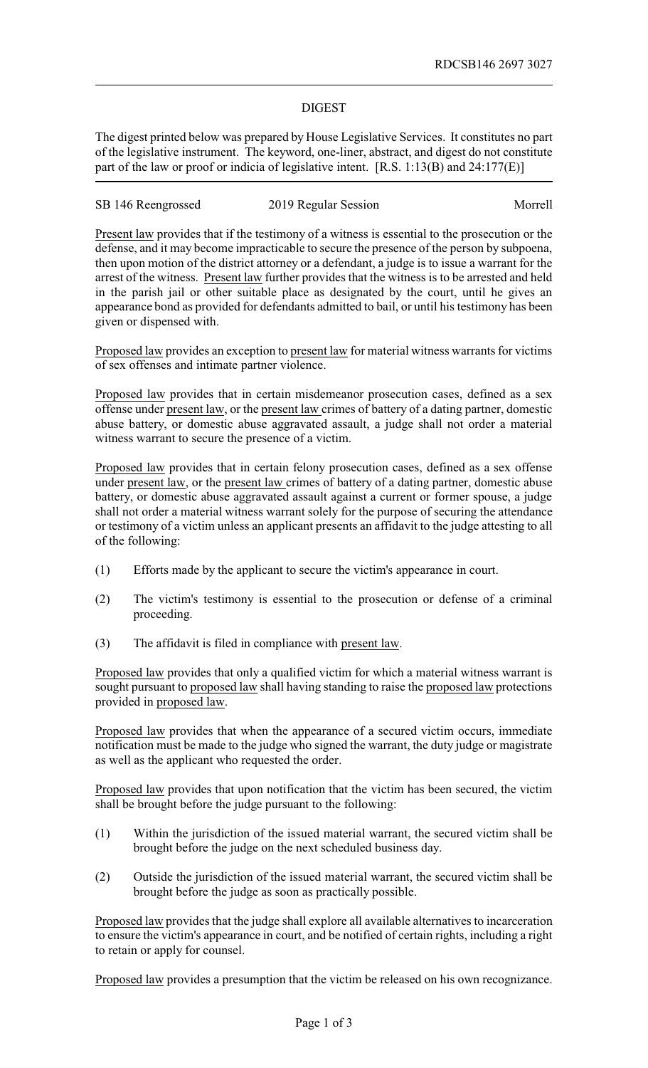RDCSB146 2697 3027

# DIGEST

The digest printed below was prepared by House Legislative Services. It constitutes no part of the legislative instrument. The keyword, one-liner, abstract, and digest do not constitute part of the law or proof or indicia of legislative intent. [R.S. 1:13(B) and 24:177(E)]

SB 146 Reengrossed | 2019 Regular Session | Morrell

Present law provides that if the testimony of a witness is essential to the prosecution or the defense, and it may become impracticable to secure the presence of the person by subpoena, then upon motion of the district attorney or a defendant, a judge is to issue a warrant for the arrest of the witness. Present law further provides that the witness is to be arrested and held in the parish jail or other suitable place as designated by the court, until he gives an appearance bond as provided for defendants admitted to bail, or until his testimony has been given or dispensed with.

Proposed law provides an exception to present law for material witness warrants for victims of sex offenses and intimate partner violence.

Proposed law provides that in certain misdemeanor prosecution cases, defined as a sex offense under present law, or the present law crimes of battery of a dating partner, domestic abuse battery, or domestic abuse aggravated assault, a judge shall not order a material witness warrant to secure the presence of a victim.

Proposed law provides that in certain felony prosecution cases, defined as a sex offense under present law, or the present law crimes of battery of a dating partner, domestic abuse battery, or domestic abuse aggravated assault against a current or former spouse, a judge shall not order a material witness warrant solely for the purpose of securing the attendance or testimony of a victim unless an applicant presents an affidavit to the judge attesting to all of the following:

(1) Efforts made by the applicant to secure the victim's appearance in court.

(2) The victim's testimony is essential to the prosecution or defense of a criminal proceeding.

(3) The affidavit is filed in compliance with present law.

Proposed law provides that only a qualified victim for which a material witness warrant is sought pursuant to proposed law shall having standing to raise the proposed law protections provided in proposed law.

Proposed law provides that when the appearance of a secured victim occurs, immediate notification must be made to the judge who signed the warrant, the duty judge or magistrate as well as the applicant who requested the order.

Proposed law provides that upon notification that the victim has been secured, the victim shall be brought before the judge pursuant to the following:

(1) Within the jurisdiction of the issued material warrant, the secured victim shall be brought before the judge on the next scheduled business day.

(2) Outside the jurisdiction of the issued material warrant, the secured victim shall be brought before the judge as soon as practically possible.

Proposed law provides that the judge shall explore all available alternatives to incarceration to ensure the victim's appearance in court, and be notified of certain rights, including a right to retain or apply for counsel.

Proposed law provides a presumption that the victim be released on his own recognizance.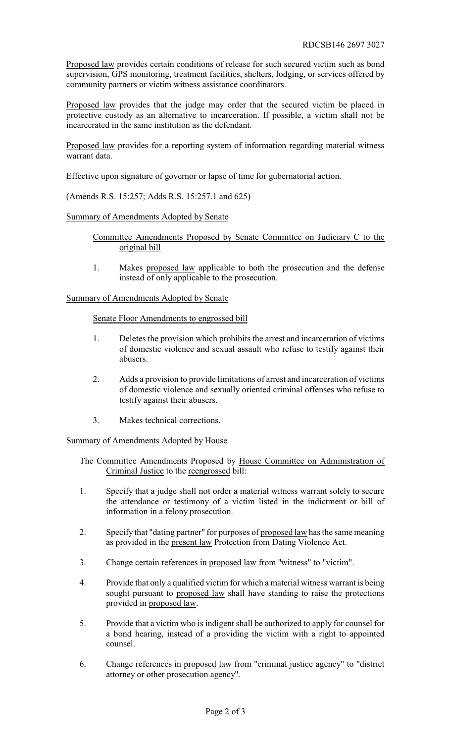Proposed law provides certain conditions of release for such secured victim such as bond supervision, GPS monitoring, treatment facilities, shelters, lodging, or services offered by community partners or victim witness assistance coordinators.

Proposed law provides that the judge may order that the secured victim be placed in protective custody as an alternative to incarceration. If possible, a victim shall not be incarcerated in the same institution as the defendant.

Proposed law provides for a reporting system of information regarding material witness warrant data.

Effective upon signature of governor or lapse of time for gubernatorial action.

(Amends R.S. 15:257; Adds R.S. 15:257.1 and 625)

Summary of Amendments Adopted by Senate

Committee Amendments Proposed by Senate Committee on Judiciary C to the original bill

1. Makes proposed law applicable to both the prosecution and the defense instead of only applicable to the prosecution.

Summary of Amendments Adopted by Senate

Senate Floor Amendments to engrossed bill

1. Deletes the provision which prohibits the arrest and incarceration of victims of domestic violence and sexual assault who refuse to testify against their abusers.
2. Adds a provision to provide limitations of arrest and incarceration of victims of domestic violence and sexually oriented criminal offenses who refuse to testify against their abusers.
3. Makes technical corrections.

Summary of Amendments Adopted by House

The Committee Amendments Proposed by House Committee on Administration of Criminal Justice to the reengrossed bill:

1. Specify that a judge shall not order a material witness warrant solely to secure the attendance or testimony of a victim listed in the indictment or bill of information in a felony prosecution.
2. Specify that "dating partner" for purposes of proposed law has the same meaning as provided in the present law Protection from Dating Violence Act.
3. Change certain references in proposed law from "witness" to "victim".
4. Provide that only a qualified victim for which a material witness warrant is being sought pursuant to proposed law shall have standing to raise the protections provided in proposed law.
5. Provide that a victim who is indigent shall be authorized to apply for counsel for a bond hearing, instead of a providing the victim with a right to appointed counsel.
6. Change references in proposed law from "criminal justice agency" to "district attorney or other prosecution agency".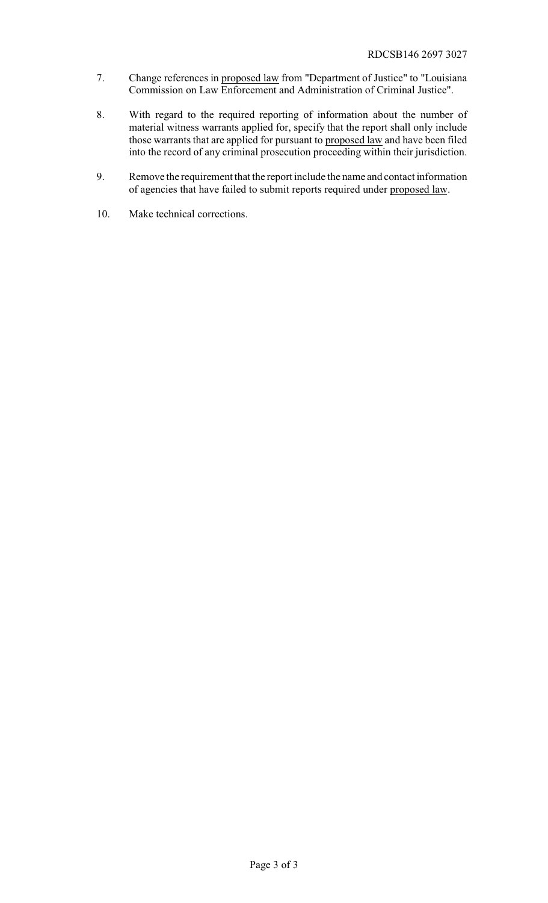7. Change references in proposed law from "Department of Justice" to "Louisiana Commission on Law Enforcement and Administration of Criminal Justice".

8. With regard to the required reporting of information about the number of material witness warrants applied for, specify that the report shall only include those warrants that are applied for pursuant to proposed law and have been filed into the record of any criminal prosecution proceeding within their jurisdiction.

9. Remove the requirement that the report include the name and contact information of agencies that have failed to submit reports required under proposed law.

10. Make technical corrections.